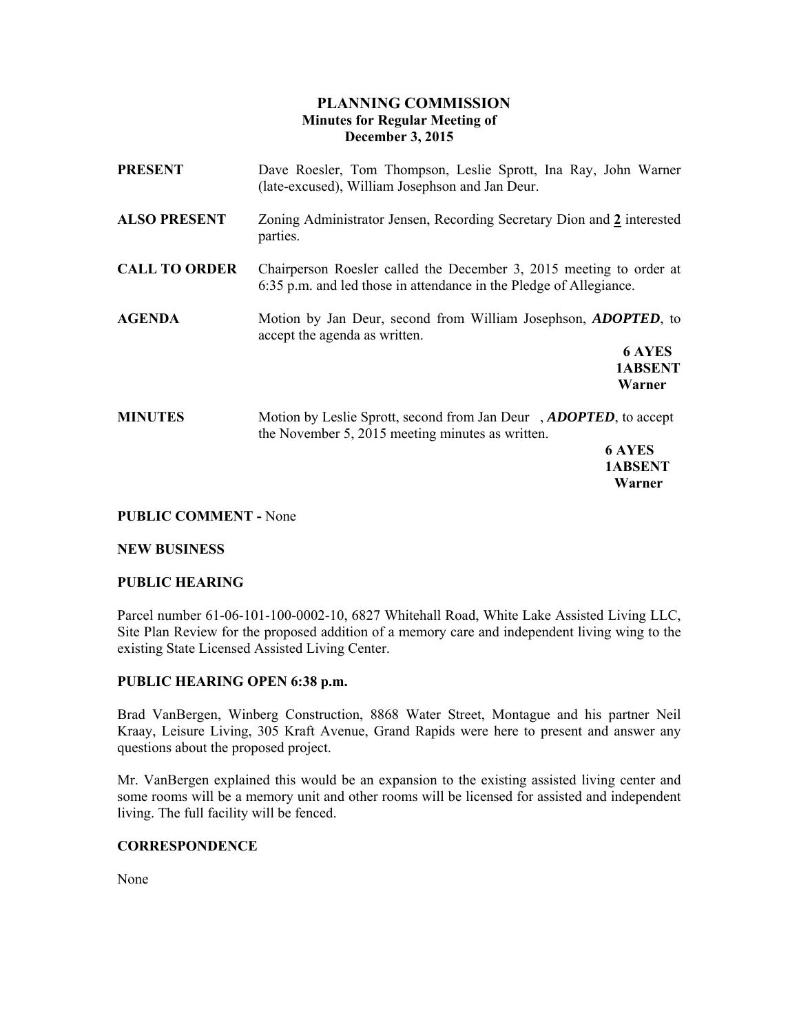# PLANNING COMMISSION
## Minutes for Regular Meeting of December 3, 2015

**PRESENT** Dave Roesler, Tom Thompson, Leslie Sprott, Ina Ray, John Warner (late-excused), William Josephson and Jan Deur.

**ALSO PRESENT** Zoning Administrator Jensen, Recording Secretary Dion and **2** interested parties.

**CALL TO ORDER** Chairperson Roesler called the December 3, 2015 meeting to order at 6:35 p.m. and led those in attendance in the Pledge of Allegiance.

**AGENDA** Motion by Jan Deur, second from William Josephson, ***ADOPTED***, to accept the agenda as written.

**6 AYES**
**1ABSENT**
**Warner**

**MINUTES** Motion by Leslie Sprott, second from Jan Deur , ***ADOPTED***, to accept the November 5, 2015 meeting minutes as written.

**6 AYES**
**1ABSENT**
**Warner**

**PUBLIC COMMENT -** None

**NEW BUSINESS**

**PUBLIC HEARING**

Parcel number 61-06-101-100-0002-10, 6827 Whitehall Road, White Lake Assisted Living LLC, Site Plan Review for the proposed addition of a memory care and independent living wing to the existing State Licensed Assisted Living Center.

**PUBLIC HEARING OPEN 6:38 p.m.**

Brad VanBergen, Winberg Construction, 8868 Water Street, Montague and his partner Neil Kraay, Leisure Living, 305 Kraft Avenue, Grand Rapids were here to present and answer any questions about the proposed project.

Mr. VanBergen explained this would be an expansion to the existing assisted living center and some rooms will be a memory unit and other rooms will be licensed for assisted and independent living. The full facility will be fenced.

**CORRESPONDENCE**

None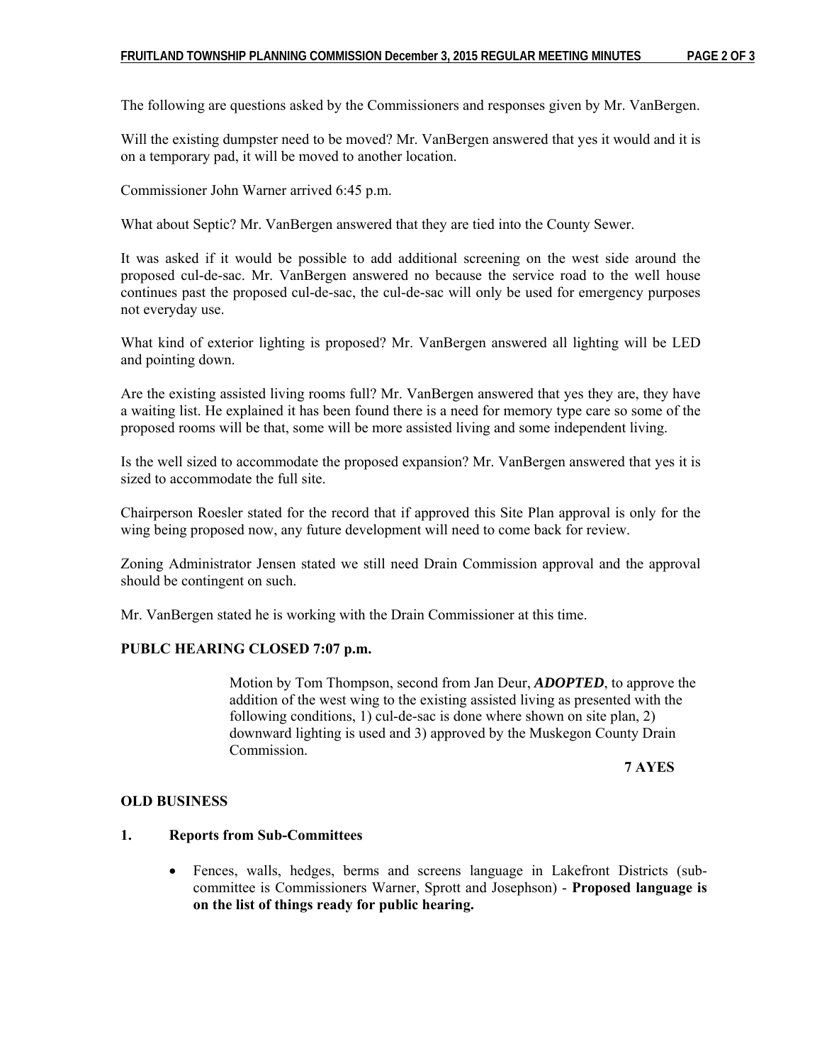The following are questions asked by the Commissioners and responses given by Mr. VanBergen.

Will the existing dumpster need to be moved? Mr. VanBergen answered that yes it would and it is on a temporary pad, it will be moved to another location.

Commissioner John Warner arrived 6:45 p.m.

What about Septic? Mr. VanBergen answered that they are tied into the County Sewer.

It was asked if it would be possible to add additional screening on the west side around the proposed cul-de-sac. Mr. VanBergen answered no because the service road to the well house continues past the proposed cul-de-sac, the cul-de-sac will only be used for emergency purposes not everyday use.

What kind of exterior lighting is proposed? Mr. VanBergen answered all lighting will be LED and pointing down.

Are the existing assisted living rooms full? Mr. VanBergen answered that yes they are, they have a waiting list. He explained it has been found there is a need for memory type care so some of the proposed rooms will be that, some will be more assisted living and some independent living.

Is the well sized to accommodate the proposed expansion? Mr. VanBergen answered that yes it is sized to accommodate the full site.

Chairperson Roesler stated for the record that if approved this Site Plan approval is only for the wing being proposed now, any future development will need to come back for review.

Zoning Administrator Jensen stated we still need Drain Commission approval and the approval should be contingent on such.

Mr. VanBergen stated he is working with the Drain Commissioner at this time.

**PUBLC HEARING CLOSED 7:07 p.m.**

Motion by Tom Thompson, second from Jan Deur, ***ADOPTED***, to approve the addition of the west wing to the existing assisted living as presented with the following conditions, 1) cul-de-sac is done where shown on site plan, 2) downward lighting is used and 3) approved by the Muskegon County Drain Commission.

**7 AYES**

**OLD BUSINESS**

**1. Reports from Sub-Committees**

- Fences, walls, hedges, berms and screens language in Lakefront Districts (sub-committee is Commissioners Warner, Sprott and Josephson) - **Proposed language is on the list of things ready for public hearing.**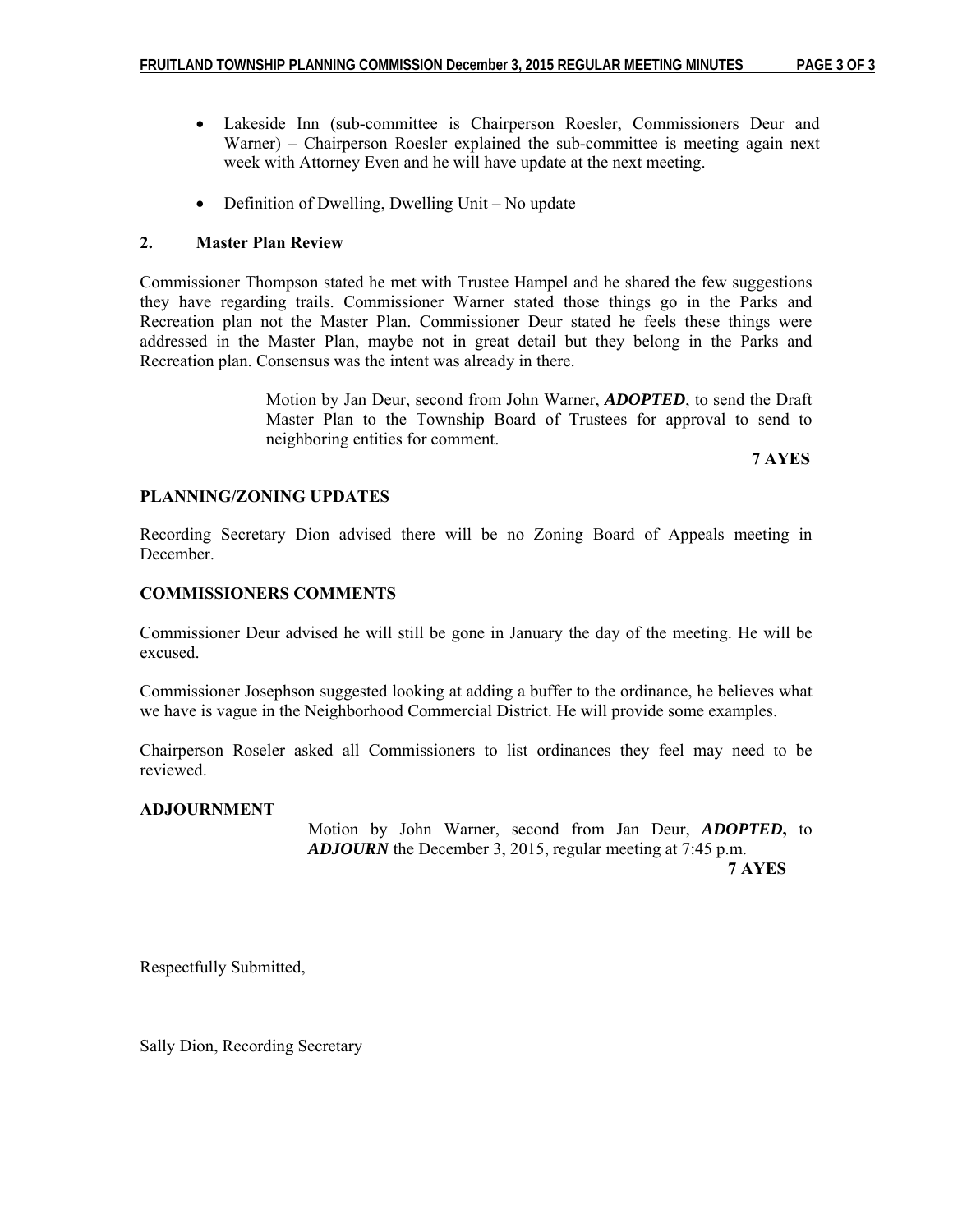- Lakeside Inn (sub-committee is Chairperson Roesler, Commissioners Deur and Warner) – Chairperson Roesler explained the sub-committee is meeting again next week with Attorney Even and he will have update at the next meeting.

- Definition of Dwelling, Dwelling Unit – No update

**2. Master Plan Review**

Commissioner Thompson stated he met with Trustee Hampel and he shared the few suggestions they have regarding trails. Commissioner Warner stated those things go in the Parks and Recreation plan not the Master Plan. Commissioner Deur stated he feels these things were addressed in the Master Plan, maybe not in great detail but they belong in the Parks and Recreation plan. Consensus was the intent was already in there.

> Motion by Jan Deur, second from John Warner, ***ADOPTED***, to send the Draft Master Plan to the Township Board of Trustees for approval to send to neighboring entities for comment.
>
> **7 AYES**

**PLANNING/ZONING UPDATES**

Recording Secretary Dion advised there will be no Zoning Board of Appeals meeting in December.

**COMMISSIONERS COMMENTS**

Commissioner Deur advised he will still be gone in January the day of the meeting. He will be excused.

Commissioner Josephson suggested looking at adding a buffer to the ordinance, he believes what we have is vague in the Neighborhood Commercial District. He will provide some examples.

Chairperson Roseler asked all Commissioners to list ordinances they feel may need to be reviewed.

**ADJOURNMENT**

> Motion by John Warner, second from Jan Deur, ***ADOPTED***, to ***ADJOURN*** the December 3, 2015, regular meeting at 7:45 p.m.
>
> **7 AYES**

Respectfully Submitted,

Sally Dion, Recording Secretary